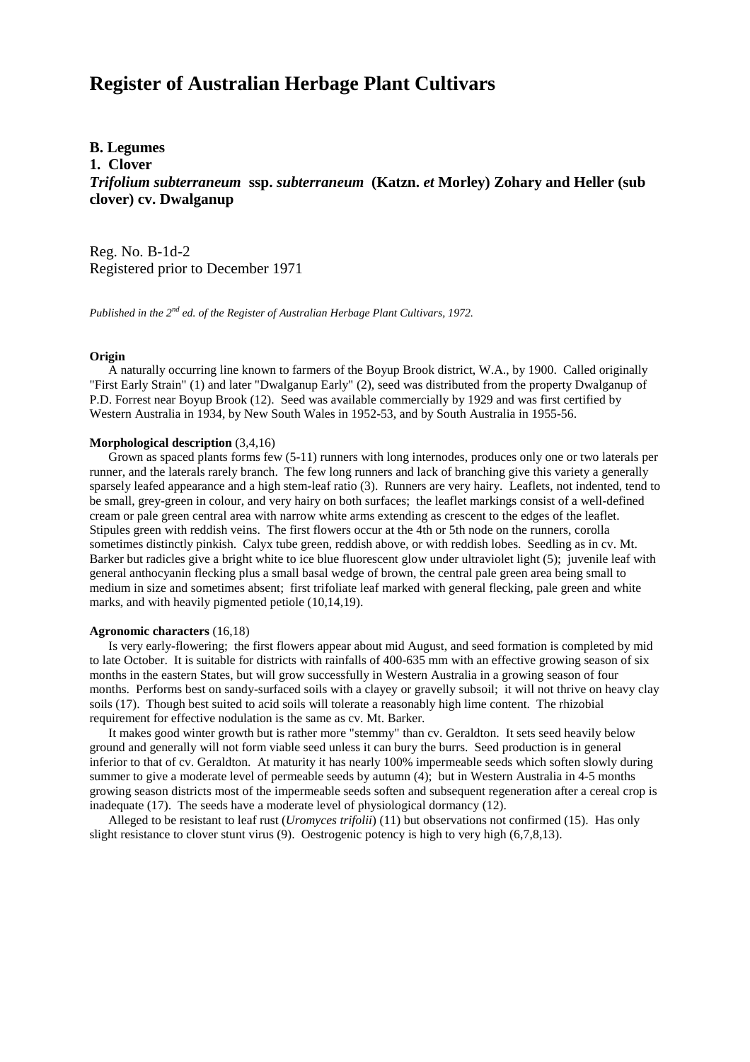# Register of Australian Herbage Plant Cultivars

**B. Legumes**
**1. Clover**
***Trifolium subterraneum* ssp. *subterraneum* (Katzn. *et* Morley) Zohary and Heller (sub clover) cv. Dwalganup**

Reg. No. B-1d-2
Registered prior to December 1971

*Published in the 2nd ed. of the Register of Australian Herbage Plant Cultivars, 1972.*

**Origin**

A naturally occurring line known to farmers of the Boyup Brook district, W.A., by 1900. Called originally "First Early Strain" (1) and later "Dwalganup Early" (2), seed was distributed from the property Dwalganup of P.D. Forrest near Boyup Brook (12). Seed was available commercially by 1929 and was first certified by Western Australia in 1934, by New South Wales in 1952-53, and by South Australia in 1955-56.

**Morphological description** (3,4,16)

Grown as spaced plants forms few (5-11) runners with long internodes, produces only one or two laterals per runner, and the laterals rarely branch. The few long runners and lack of branching give this variety a generally sparsely leafed appearance and a high stem-leaf ratio (3). Runners are very hairy. Leaflets, not indented, tend to be small, grey-green in colour, and very hairy on both surfaces; the leaflet markings consist of a well-defined cream or pale green central area with narrow white arms extending as crescent to the edges of the leaflet. Stipules green with reddish veins. The first flowers occur at the 4th or 5th node on the runners, corolla sometimes distinctly pinkish. Calyx tube green, reddish above, or with reddish lobes. Seedling as in cv. Mt. Barker but radicles give a bright white to ice blue fluorescent glow under ultraviolet light (5); juvenile leaf with general anthocyanin flecking plus a small basal wedge of brown, the central pale green area being small to medium in size and sometimes absent; first trifoliate leaf marked with general flecking, pale green and white marks, and with heavily pigmented petiole (10,14,19).

**Agronomic characters** (16,18)

Is very early-flowering; the first flowers appear about mid August, and seed formation is completed by mid to late October. It is suitable for districts with rainfalls of 400-635 mm with an effective growing season of six months in the eastern States, but will grow successfully in Western Australia in a growing season of four months. Performs best on sandy-surfaced soils with a clayey or gravelly subsoil; it will not thrive on heavy clay soils (17). Though best suited to acid soils will tolerate a reasonably high lime content. The rhizobial requirement for effective nodulation is the same as cv. Mt. Barker.

It makes good winter growth but is rather more "stemmy" than cv. Geraldton. It sets seed heavily below ground and generally will not form viable seed unless it can bury the burrs. Seed production is in general inferior to that of cv. Geraldton. At maturity it has nearly 100% impermeable seeds which soften slowly during summer to give a moderate level of permeable seeds by autumn (4); but in Western Australia in 4-5 months growing season districts most of the impermeable seeds soften and subsequent regeneration after a cereal crop is inadequate (17). The seeds have a moderate level of physiological dormancy (12).

Alleged to be resistant to leaf rust (*Uromyces trifolii*) (11) but observations not confirmed (15). Has only slight resistance to clover stunt virus (9). Oestrogenic potency is high to very high (6,7,8,13).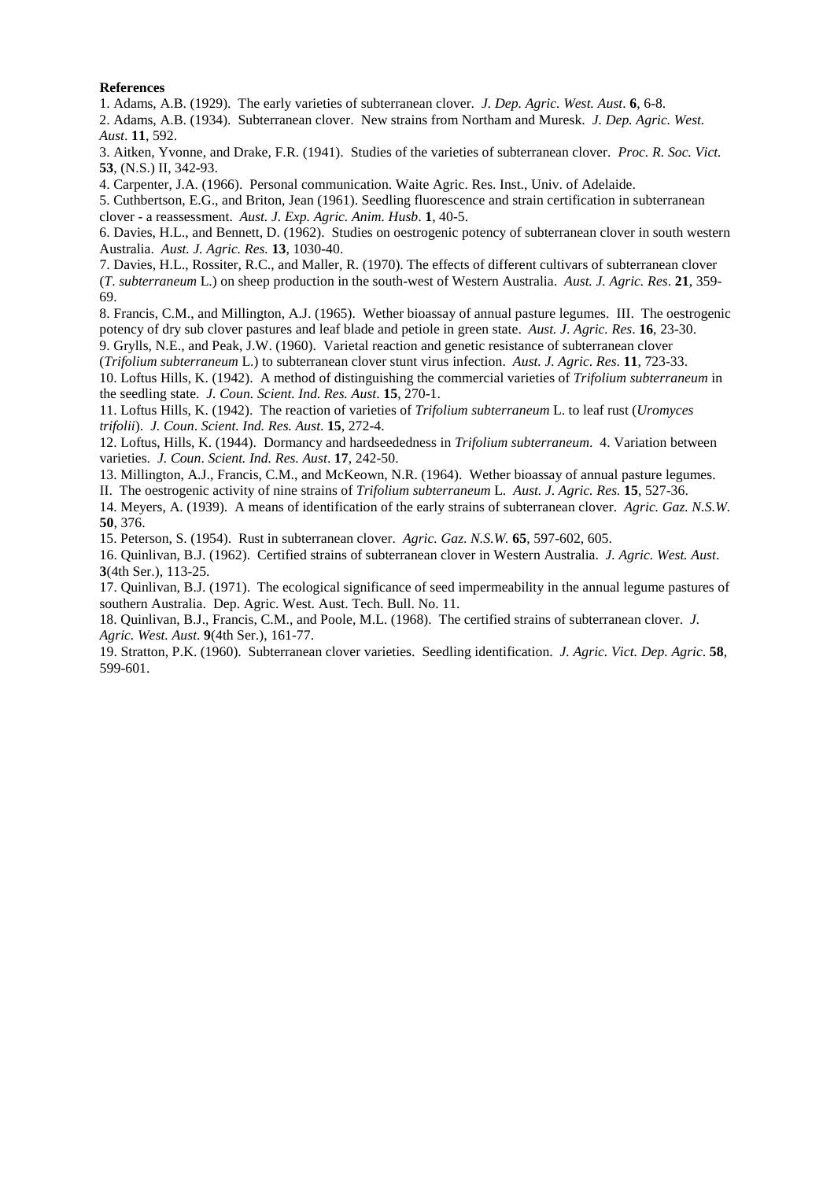**References**

1. Adams, A.B. (1929). The early varieties of subterranean clover. *J. Dep. Agric. West. Aust*. **6**, 6-8.

2. Adams, A.B. (1934). Subterranean clover. New strains from Northam and Muresk. *J. Dep. Agric. West. Aust*. **11**, 592.

3. Aitken, Yvonne, and Drake, F.R. (1941). Studies of the varieties of subterranean clover. *Proc. R. Soc. Vict.* **53**, (N.S.) II, 342-93.

4. Carpenter, J.A. (1966). Personal communication. Waite Agric. Res. Inst., Univ. of Adelaide.

5. Cuthbertson, E.G., and Briton, Jean (1961). Seedling fluorescence and strain certification in subterranean clover - a reassessment. *Aust. J. Exp. Agric. Anim. Husb*. **1**, 40-5.

6. Davies, H.L., and Bennett, D. (1962). Studies on oestrogenic potency of subterranean clover in south western Australia. *Aust. J. Agric. Res.* **13**, 1030-40.

7. Davies, H.L., Rossiter, R.C., and Maller, R. (1970). The effects of different cultivars of subterranean clover (*T. subterraneum* L.) on sheep production in the south-west of Western Australia. *Aust. J. Agric. Res*. **21**, 359-69.

8. Francis, C.M., and Millington, A.J. (1965). Wether bioassay of annual pasture legumes. III. The oestrogenic potency of dry sub clover pastures and leaf blade and petiole in green state. *Aust. J. Agric. Res*. **16**, 23-30.

9. Grylls, N.E., and Peak, J.W. (1960). Varietal reaction and genetic resistance of subterranean clover (*Trifolium subterraneum* L.) to subterranean clover stunt virus infection. *Aust. J. Agric. Res*. **11**, 723-33.

10. Loftus Hills, K. (1942). A method of distinguishing the commercial varieties of *Trifolium subterraneum* in the seedling state. *J. Coun. Scient. Ind. Res. Aust*. **15**, 270-1.

11. Loftus Hills, K. (1942). The reaction of varieties of *Trifolium subterraneum* L. to leaf rust (*Uromyces trifolii*). *J. Coun. Scient. Ind. Res. Aust*. **15**, 272-4.

12. Loftus, Hills, K. (1944). Dormancy and hardseededness in *Trifolium subterraneum*. 4. Variation between varieties. *J. Coun. Scient. Ind. Res. Aust*. **17**, 242-50.

13. Millington, A.J., Francis, C.M., and McKeown, N.R. (1964). Wether bioassay of annual pasture legumes. II. The oestrogenic activity of nine strains of *Trifolium subterraneum* L. *Aust. J. Agric. Res.* **15**, 527-36.

14. Meyers, A. (1939). A means of identification of the early strains of subterranean clover. *Agric. Gaz. N.S.W.* **50**, 376.

15. Peterson, S. (1954). Rust in subterranean clover. *Agric. Gaz. N.S.W.* **65**, 597-602, 605.

16. Quinlivan, B.J. (1962). Certified strains of subterranean clover in Western Australia. *J. Agric. West. Aust*. **3**(4th Ser.), 113-25.

17. Quinlivan, B.J. (1971). The ecological significance of seed impermeability in the annual legume pastures of southern Australia. Dep. Agric. West. Aust. Tech. Bull. No. 11.

18. Quinlivan, B.J., Francis, C.M., and Poole, M.L. (1968). The certified strains of subterranean clover. *J. Agric. West. Aust*. **9**(4th Ser.), 161-77.

19. Stratton, P.K. (1960). Subterranean clover varieties. Seedling identification. *J. Agric. Vict. Dep. Agric*. **58**, 599-601.